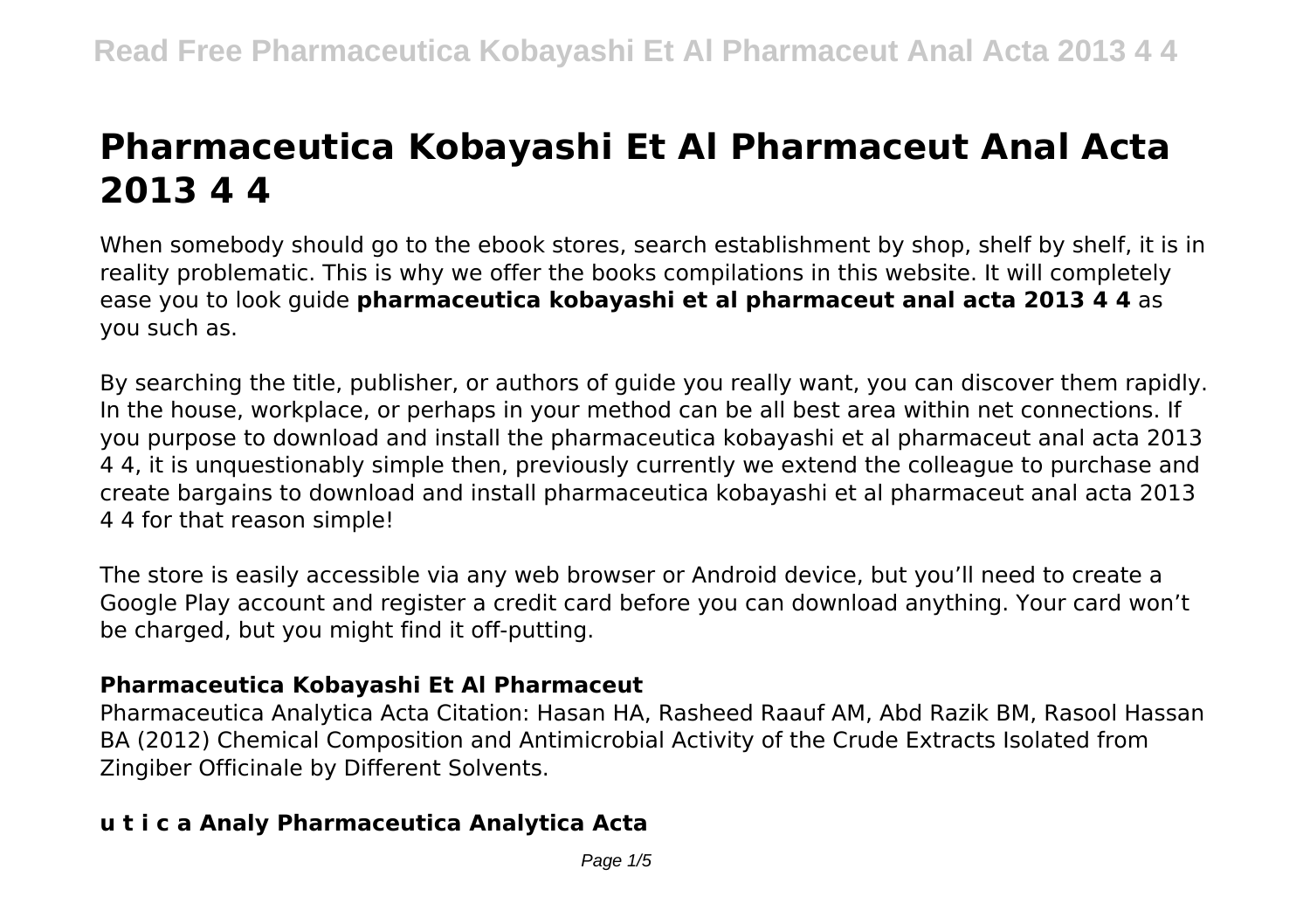# Pharmaceutica Kobayashi Et Al Pharmaceut Anal Acta 2013 4 4

When somebody should go to the ebook stores, search establishment by shop, shelf by shelf, it is in reality problematic. This is why we offer the books compilations in this website. It will completely ease you to look guide **pharmaceutica kobayashi et al pharmaceut anal acta 2013 4 4** as you such as.

By searching the title, publisher, or authors of guide you really want, you can discover them rapidly. In the house, workplace, or perhaps in your method can be all best area within net connections. If you purpose to download and install the pharmaceutica kobayashi et al pharmaceut anal acta 2013 4 4, it is unquestionably simple then, previously currently we extend the colleague to purchase and create bargains to download and install pharmaceutica kobayashi et al pharmaceut anal acta 2013 4 4 for that reason simple!

The store is easily accessible via any web browser or Android device, but you'll need to create a Google Play account and register a credit card before you can download anything. Your card won't be charged, but you might find it off-putting.

### Pharmaceutica Kobayashi Et Al Pharmaceut

Pharmaceutica Analytica Acta Citation: Hasan HA, Rasheed Raauf AM, Abd Razik BM, Rasool Hassan BA (2012) Chemical Composition and Antimicrobial Activity of the Crude Extracts Isolated from Zingiber Officinale by Different Solvents.

### u t i c a Analy Pharmaceutica Analytica Acta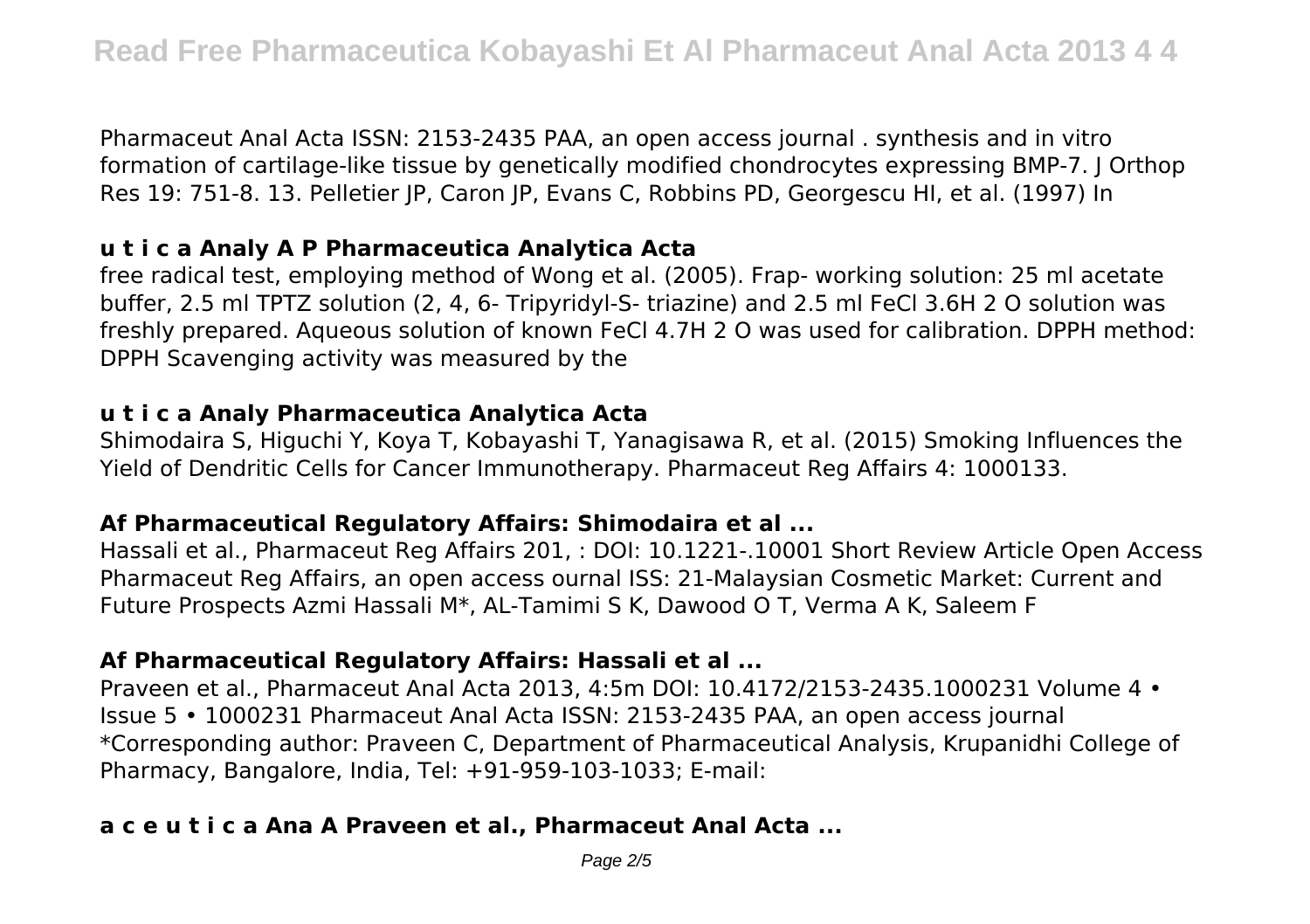Pharmaceut Anal Acta ISSN: 2153-2435 PAA, an open access journal . synthesis and in vitro formation of cartilage-like tissue by genetically modified chondrocytes expressing BMP-7. J Orthop Res 19: 751-8. 13. Pelletier JP, Caron JP, Evans C, Robbins PD, Georgescu HI, et al. (1997) In

### u t i c a Analy A P Pharmaceutica Analytica Acta

free radical test, employing method of Wong et al. (2005). Frap- working solution: 25 ml acetate buffer, 2.5 ml TPTZ solution (2, 4, 6- Tripyridyl-S- triazine) and 2.5 ml FeCl 3.6H 2 O solution was freshly prepared. Aqueous solution of known FeCl 4.7H 2 O was used for calibration. DPPH method: DPPH Scavenging activity was measured by the

### u t i c a Analy Pharmaceutica Analytica Acta

Shimodaira S, Higuchi Y, Koya T, Kobayashi T, Yanagisawa R, et al. (2015) Smoking Influences the Yield of Dendritic Cells for Cancer Immunotherapy. Pharmaceut Reg Affairs 4: 1000133.

### Af Pharmaceutical Regulatory Affairs: Shimodaira et al ...

Hassali et al., Pharmaceut Reg Affairs 201, : DOI: 10.1221-.10001 Short Review Article Open Access Pharmaceut Reg Affairs, an open access ournal ISS: 21-Malaysian Cosmetic Market: Current and Future Prospects Azmi Hassali M*, AL-Tamimi S K, Dawood O T, Verma A K, Saleem F

### Af Pharmaceutical Regulatory Affairs: Hassali et al ...

Praveen et al., Pharmaceut Anal Acta 2013, 4:5m DOI: 10.4172/2153-2435.1000231 Volume 4 • Issue 5 • 1000231 Pharmaceut Anal Acta ISSN: 2153-2435 PAA, an open access journal *Corresponding author: Praveen C, Department of Pharmaceutical Analysis, Krupanidhi College of Pharmacy, Bangalore, India, Tel: +91-959-103-1033; E-mail:

### a c e u t i c a Ana A Praveen et al., Pharmaceut Anal Acta ...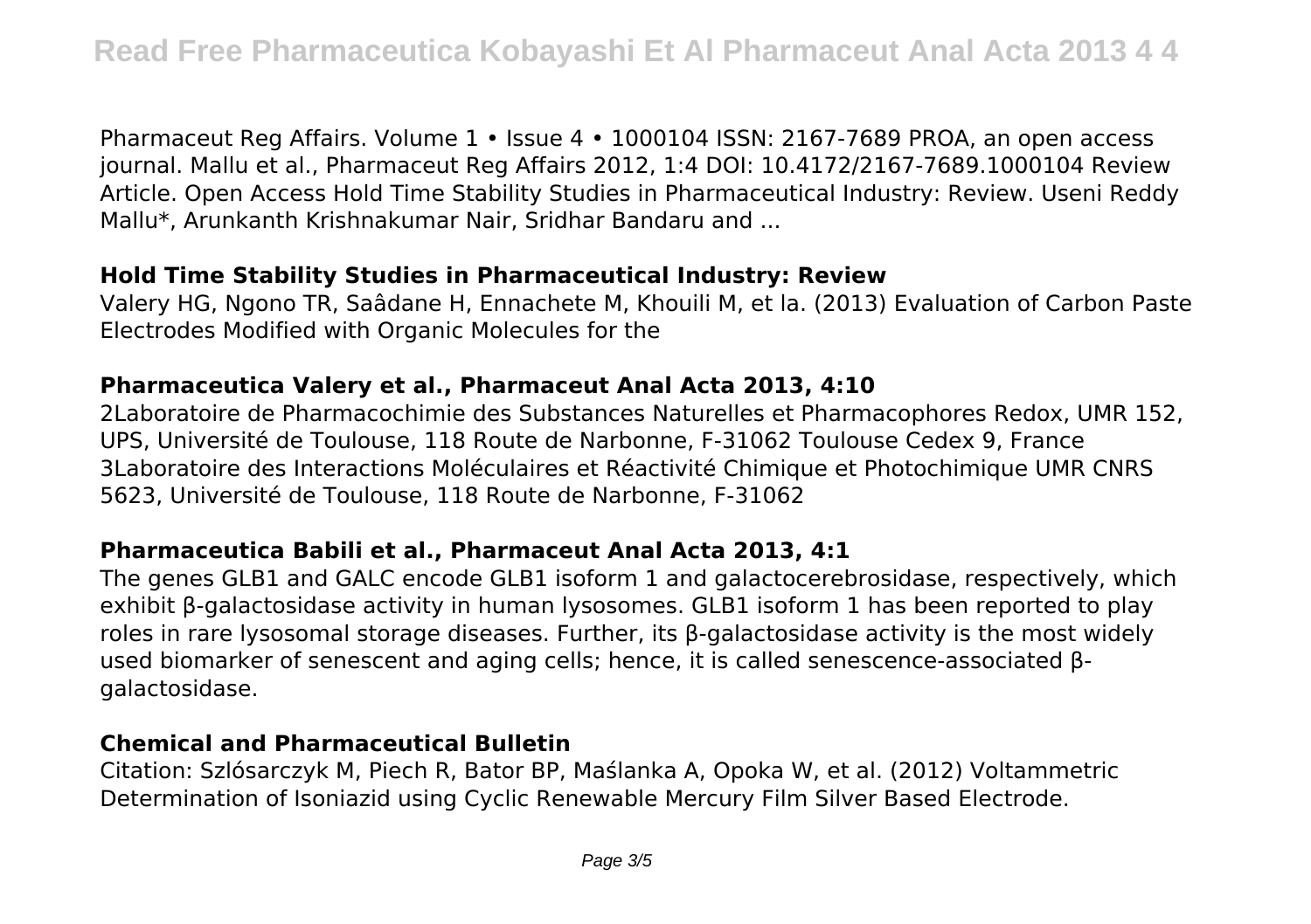Pharmaceut Reg Affairs. Volume 1 • Issue 4 • 1000104 ISSN: 2167-7689 PROA, an open access journal. Mallu et al., Pharmaceut Reg Affairs 2012, 1:4 DOI: 10.4172/2167-7689.1000104 Review Article. Open Access Hold Time Stability Studies in Pharmaceutical Industry: Review. Useni Reddy Mallu*, Arunkanth Krishnakumar Nair, Sridhar Bandaru and ...

## Hold Time Stability Studies in Pharmaceutical Industry: Review

Valery HG, Ngono TR, Saâdane H, Ennachete M, Khouili M, et la. (2013) Evaluation of Carbon Paste Electrodes Modified with Organic Molecules for the

## Pharmaceutica Valery et al., Pharmaceut Anal Acta 2013, 4:10

2Laboratoire de Pharmacochimie des Substances Naturelles et Pharmacophores Redox, UMR 152, UPS, Université de Toulouse, 118 Route de Narbonne, F-31062 Toulouse Cedex 9, France 3Laboratoire des Interactions Moléculaires et Réactivité Chimique et Photochimique UMR CNRS 5623, Université de Toulouse, 118 Route de Narbonne, F-31062

## Pharmaceutica Babili et al., Pharmaceut Anal Acta 2013, 4:1

The genes GLB1 and GALC encode GLB1 isoform 1 and galactocerebrosidase, respectively, which exhibit β-galactosidase activity in human lysosomes. GLB1 isoform 1 has been reported to play roles in rare lysosomal storage diseases. Further, its β-galactosidase activity is the most widely used biomarker of senescent and aging cells; hence, it is called senescence-associated β-galactosidase.

## Chemical and Pharmaceutical Bulletin

Citation: Szlósarczyk M, Piech R, Bator BP, Maślanka A, Opoka W, et al. (2012) Voltammetric Determination of Isoniazid using Cyclic Renewable Mercury Film Silver Based Electrode.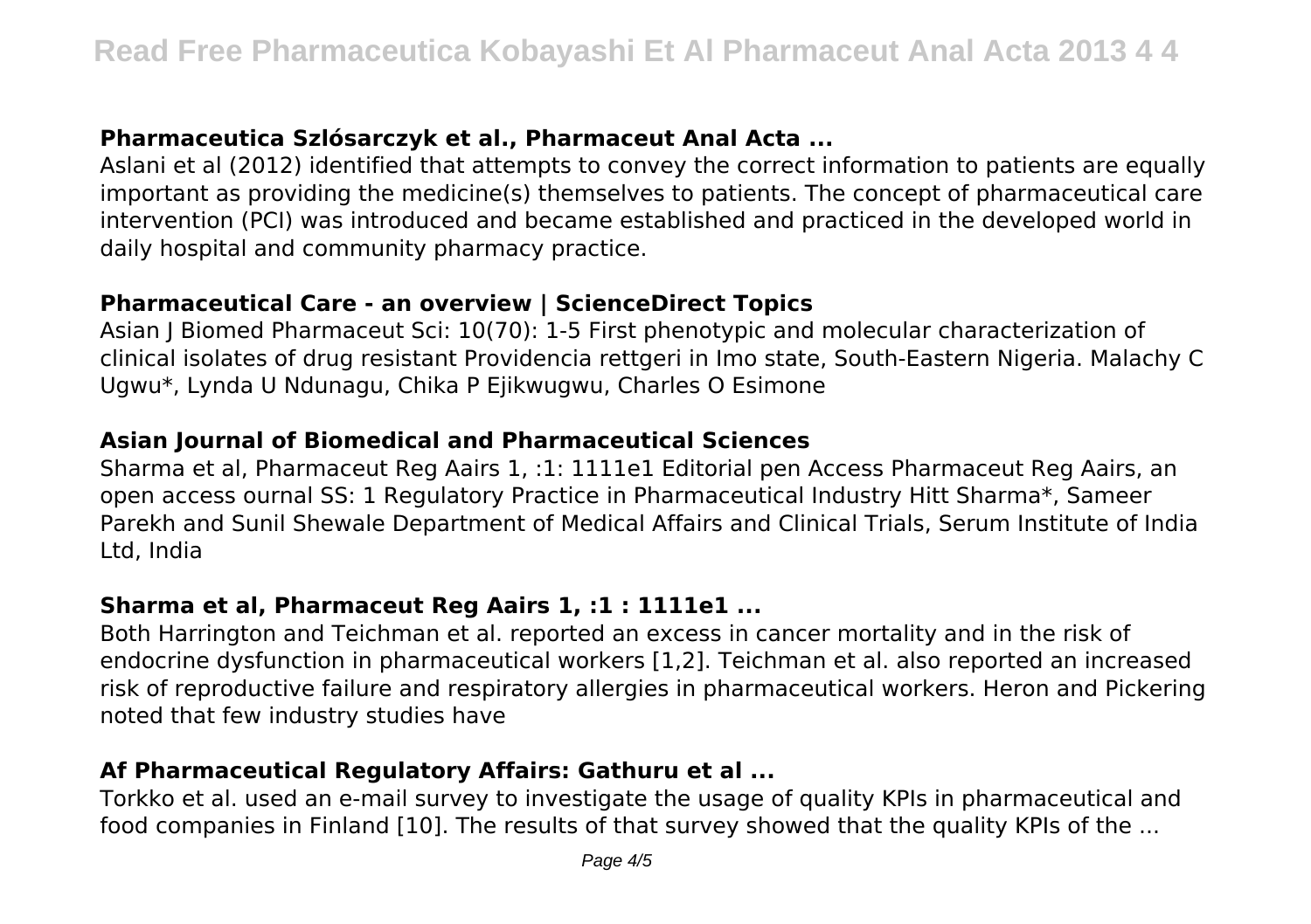### **Pharmaceutica Szlósarczyk et al., Pharmaceut Anal Acta ...**

Aslani et al (2012) identified that attempts to convey the correct information to patients are equally important as providing the medicine(s) themselves to patients. The concept of pharmaceutical care intervention (PCI) was introduced and became established and practiced in the developed world in daily hospital and community pharmacy practice.

### **Pharmaceutical Care - an overview | ScienceDirect Topics**

Asian J Biomed Pharmaceut Sci: 10(70): 1-5 First phenotypic and molecular characterization of clinical isolates of drug resistant Providencia rettgeri in Imo state, South-Eastern Nigeria. Malachy C Ugwu*, Lynda U Ndunagu, Chika P Ejikwugwu, Charles O Esimone

### **Asian Journal of Biomedical and Pharmaceutical Sciences**

Sharma et al, Pharmaceut Reg Aairs 1, :1: 1111e1 Editorial pen Access Pharmaceut Reg Aairs, an open access ournal SS: 1 Regulatory Practice in Pharmaceutical Industry Hitt Sharma*, Sameer Parekh and Sunil Shewale Department of Medical Affairs and Clinical Trials, Serum Institute of India Ltd, India

### **Sharma et al, Pharmaceut Reg Aairs 1, :1 : 1111e1 ...**

Both Harrington and Teichman et al. reported an excess in cancer mortality and in the risk of endocrine dysfunction in pharmaceutical workers [1,2]. Teichman et al. also reported an increased risk of reproductive failure and respiratory allergies in pharmaceutical workers. Heron and Pickering noted that few industry studies have

### **Af Pharmaceutical Regulatory Affairs: Gathuru et al ...**

Torkko et al. used an e-mail survey to investigate the usage of quality KPIs in pharmaceutical and food companies in Finland [10]. The results of that survey showed that the quality KPIs of the ...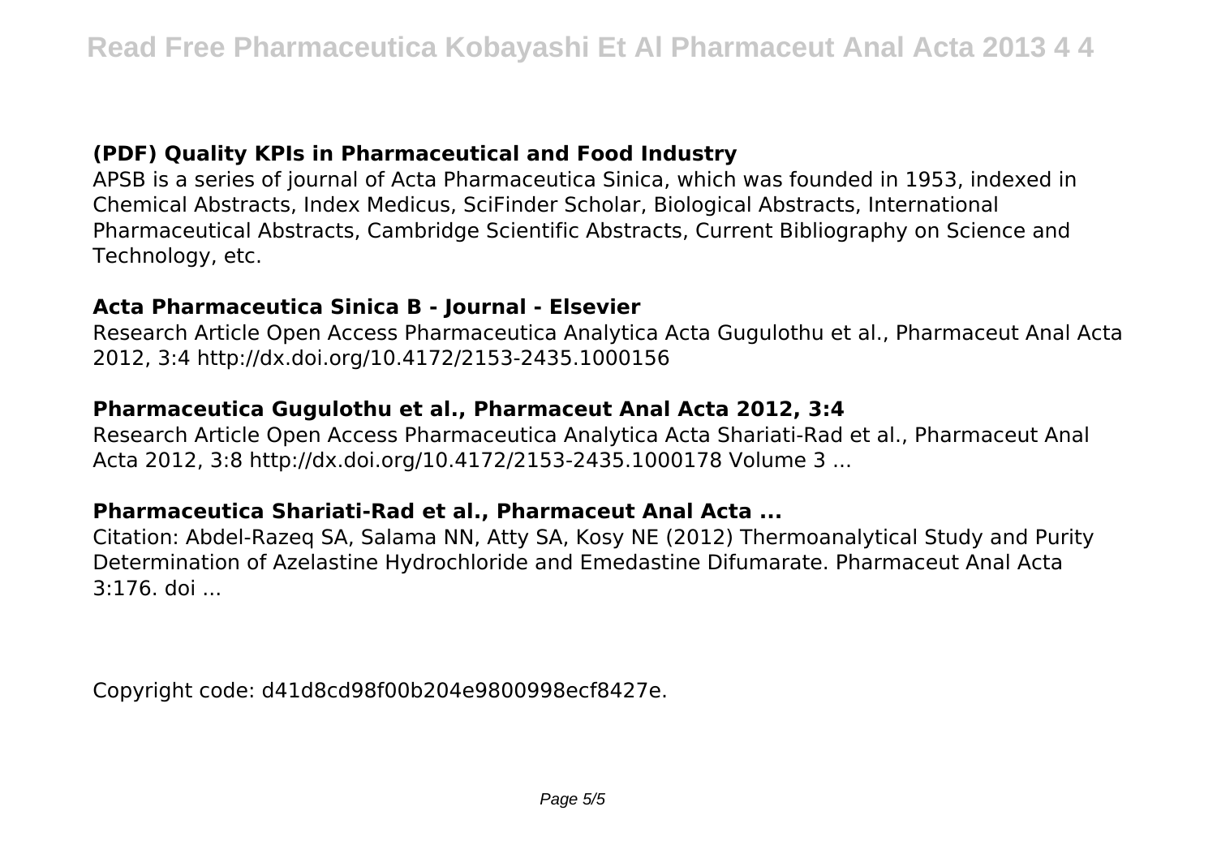### (PDF) Quality KPIs in Pharmaceutical and Food Industry

APSB is a series of journal of Acta Pharmaceutica Sinica, which was founded in 1953, indexed in Chemical Abstracts, Index Medicus, SciFinder Scholar, Biological Abstracts, International Pharmaceutical Abstracts, Cambridge Scientific Abstracts, Current Bibliography on Science and Technology, etc.

### Acta Pharmaceutica Sinica B - Journal - Elsevier

Research Article Open Access Pharmaceutica Analytica Acta Gugulothu et al., Pharmaceut Anal Acta 2012, 3:4 http://dx.doi.org/10.4172/2153-2435.1000156

### Pharmaceutica Gugulothu et al., Pharmaceut Anal Acta 2012, 3:4

Research Article Open Access Pharmaceutica Analytica Acta Shariati-Rad et al., Pharmaceut Anal Acta 2012, 3:8 http://dx.doi.org/10.4172/2153-2435.1000178 Volume 3 ...

### Pharmaceutica Shariati-Rad et al., Pharmaceut Anal Acta ...

Citation: Abdel-Razeq SA, Salama NN, Atty SA, Kosy NE (2012) Thermoanalytical Study and Purity Determination of Azelastine Hydrochloride and Emedastine Difumarate. Pharmaceut Anal Acta 3:176. doi ...

Copyright code: d41d8cd98f00b204e9800998ecf8427e.